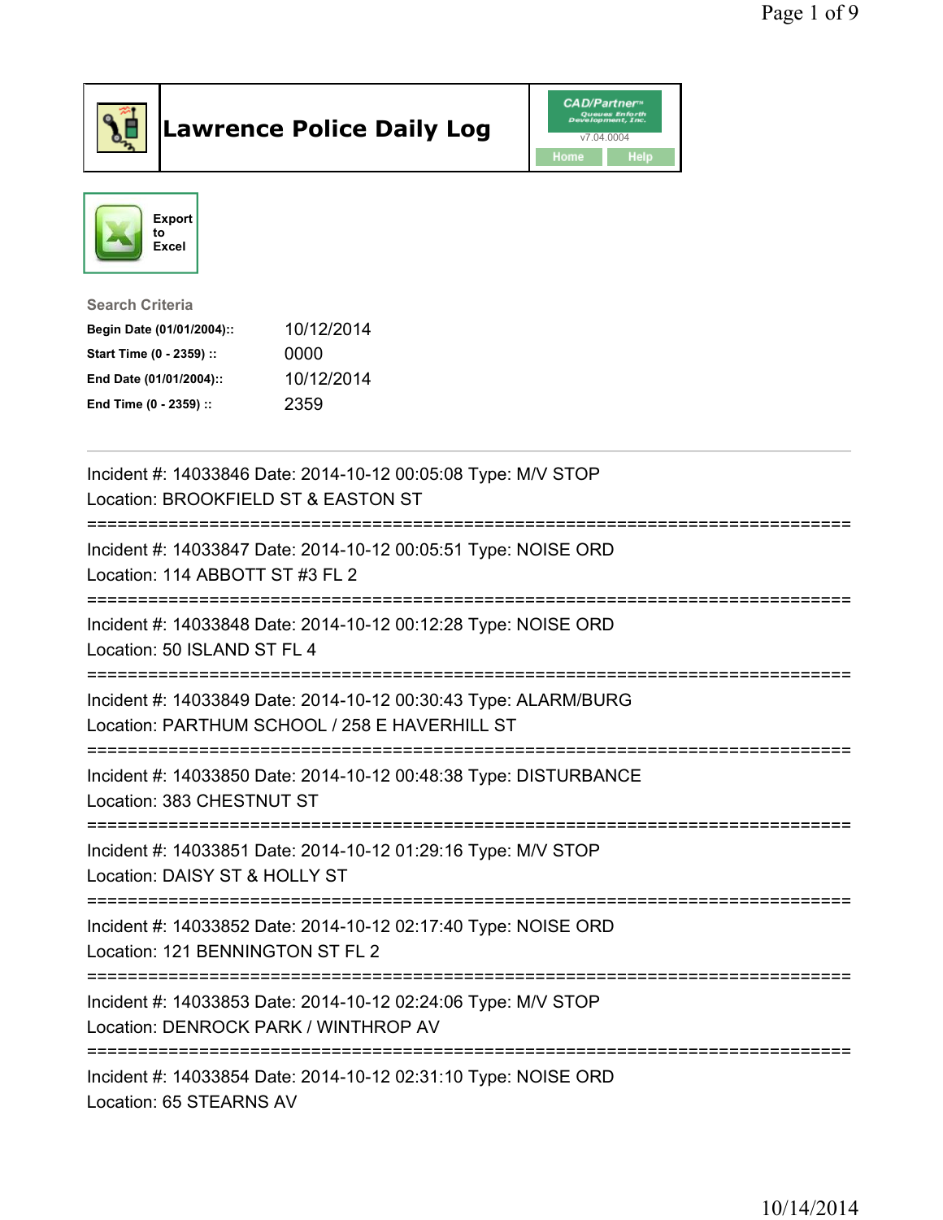# Lawrence Police Daily Log

CAD/Partner v7.04.0004

Home Help

Export to Excel

**Search Criteria**

| | |
|---|---|
| **Begin Date (01/01/2004)::** | 10/12/2014 |
| **Start Time (0 - 2359) ::** | 0000 |
| **End Date (01/01/2004)::** | 10/12/2014 |
| **End Time (0 - 2359) ::** | 2359 |

---

Incident #: 14033846 Date: 2014-10-12 00:05:08 Type: M/V STOP
Location: BROOKFIELD ST & EASTON ST

===========================================================================

Incident #: 14033847 Date: 2014-10-12 00:05:51 Type: NOISE ORD
Location: 114 ABBOTT ST #3 FL 2

===========================================================================

Incident #: 14033848 Date: 2014-10-12 00:12:28 Type: NOISE ORD
Location: 50 ISLAND ST FL 4

===========================================================================

Incident #: 14033849 Date: 2014-10-12 00:30:43 Type: ALARM/BURG
Location: PARTHUM SCHOOL / 258 E HAVERHILL ST

===========================================================================

Incident #: 14033850 Date: 2014-10-12 00:48:38 Type: DISTURBANCE
Location: 383 CHESTNUT ST

===========================================================================

Incident #: 14033851 Date: 2014-10-12 01:29:16 Type: M/V STOP
Location: DAISY ST & HOLLY ST

===========================================================================

Incident #: 14033852 Date: 2014-10-12 02:17:40 Type: NOISE ORD
Location: 121 BENNINGTON ST FL 2

===========================================================================

Incident #: 14033853 Date: 2014-10-12 02:24:06 Type: M/V STOP
Location: DENROCK PARK / WINTHROP AV

===========================================================================

Incident #: 14033854 Date: 2014-10-12 02:31:10 Type: NOISE ORD
Location: 65 STEARNS AV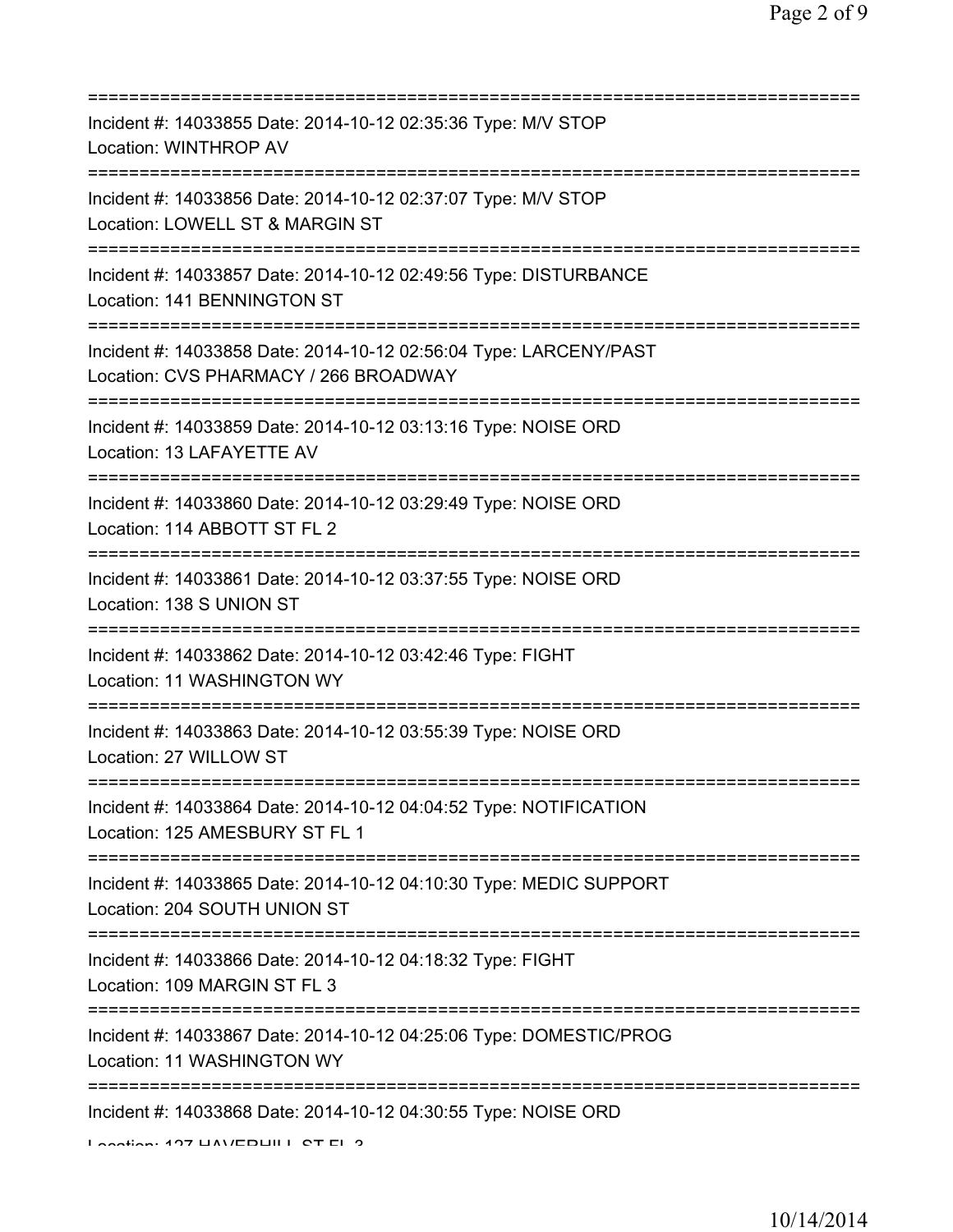===========================================================================
Incident #: 14033855 Date: 2014-10-12 02:35:36 Type: M/V STOP
Location: WINTHROP AV
===========================================================================
Incident #: 14033856 Date: 2014-10-12 02:37:07 Type: M/V STOP
Location: LOWELL ST & MARGIN ST
===========================================================================
Incident #: 14033857 Date: 2014-10-12 02:49:56 Type: DISTURBANCE
Location: 141 BENNINGTON ST
===========================================================================
Incident #: 14033858 Date: 2014-10-12 02:56:04 Type: LARCENY/PAST
Location: CVS PHARMACY / 266 BROADWAY
===========================================================================
Incident #: 14033859 Date: 2014-10-12 03:13:16 Type: NOISE ORD
Location: 13 LAFAYETTE AV
===========================================================================
Incident #: 14033860 Date: 2014-10-12 03:29:49 Type: NOISE ORD
Location: 114 ABBOTT ST FL 2
===========================================================================
Incident #: 14033861 Date: 2014-10-12 03:37:55 Type: NOISE ORD
Location: 138 S UNION ST
===========================================================================
Incident #: 14033862 Date: 2014-10-12 03:42:46 Type: FIGHT
Location: 11 WASHINGTON WY
===========================================================================
Incident #: 14033863 Date: 2014-10-12 03:55:39 Type: NOISE ORD
Location: 27 WILLOW ST
===========================================================================
Incident #: 14033864 Date: 2014-10-12 04:04:52 Type: NOTIFICATION
Location: 125 AMESBURY ST FL 1
===========================================================================
Incident #: 14033865 Date: 2014-10-12 04:10:30 Type: MEDIC SUPPORT
Location: 204 SOUTH UNION ST
===========================================================================
Incident #: 14033866 Date: 2014-10-12 04:18:32 Type: FIGHT
Location: 109 MARGIN ST FL 3
===========================================================================
Incident #: 14033867 Date: 2014-10-12 04:25:06 Type: DOMESTIC/PROG
Location: 11 WASHINGTON WY
===========================================================================
Incident #: 14033868 Date: 2014-10-12 04:30:55 Type: NOISE ORD
Location: 127 HAVERHILL ST FL 3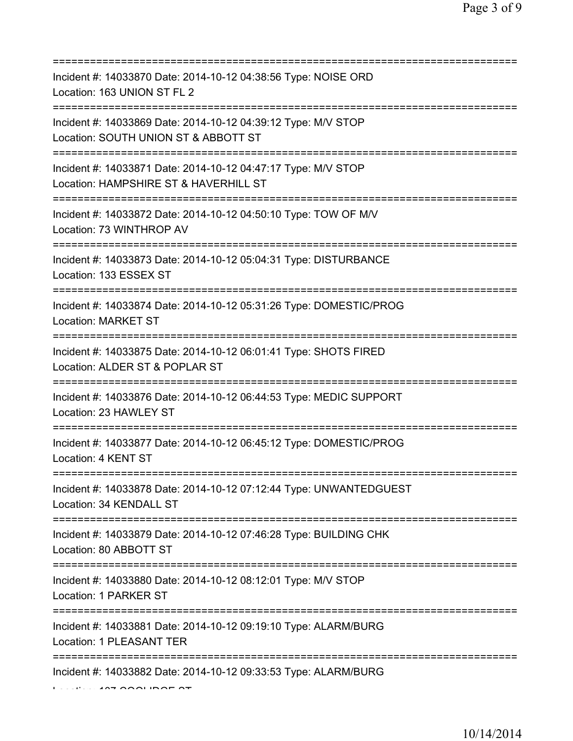===========================================================================
Incident #: 14033870 Date: 2014-10-12 04:38:56 Type: NOISE ORD
Location: 163 UNION ST FL 2
===========================================================================
Incident #: 14033869 Date: 2014-10-12 04:39:12 Type: M/V STOP
Location: SOUTH UNION ST & ABBOTT ST
===========================================================================
Incident #: 14033871 Date: 2014-10-12 04:47:17 Type: M/V STOP
Location: HAMPSHIRE ST & HAVERHILL ST
===========================================================================
Incident #: 14033872 Date: 2014-10-12 04:50:10 Type: TOW OF M/V
Location: 73 WINTHROP AV
===========================================================================
Incident #: 14033873 Date: 2014-10-12 05:04:31 Type: DISTURBANCE
Location: 133 ESSEX ST
===========================================================================
Incident #: 14033874 Date: 2014-10-12 05:31:26 Type: DOMESTIC/PROG
Location: MARKET ST
===========================================================================
Incident #: 14033875 Date: 2014-10-12 06:01:41 Type: SHOTS FIRED
Location: ALDER ST & POPLAR ST
===========================================================================
Incident #: 14033876 Date: 2014-10-12 06:44:53 Type: MEDIC SUPPORT
Location: 23 HAWLEY ST
===========================================================================
Incident #: 14033877 Date: 2014-10-12 06:45:12 Type: DOMESTIC/PROG
Location: 4 KENT ST
===========================================================================
Incident #: 14033878 Date: 2014-10-12 07:12:44 Type: UNWANTEDGUEST
Location: 34 KENDALL ST
===========================================================================
Incident #: 14033879 Date: 2014-10-12 07:46:28 Type: BUILDING CHK
Location: 80 ABBOTT ST
===========================================================================
Incident #: 14033880 Date: 2014-10-12 08:12:01 Type: M/V STOP
Location: 1 PARKER ST
===========================================================================
Incident #: 14033881 Date: 2014-10-12 09:19:10 Type: ALARM/BURG
Location: 1 PLEASANT TER
===========================================================================
Incident #: 14033882 Date: 2014-10-12 09:33:53 Type: ALARM/BURG
Location: 107 COOLIDGE ST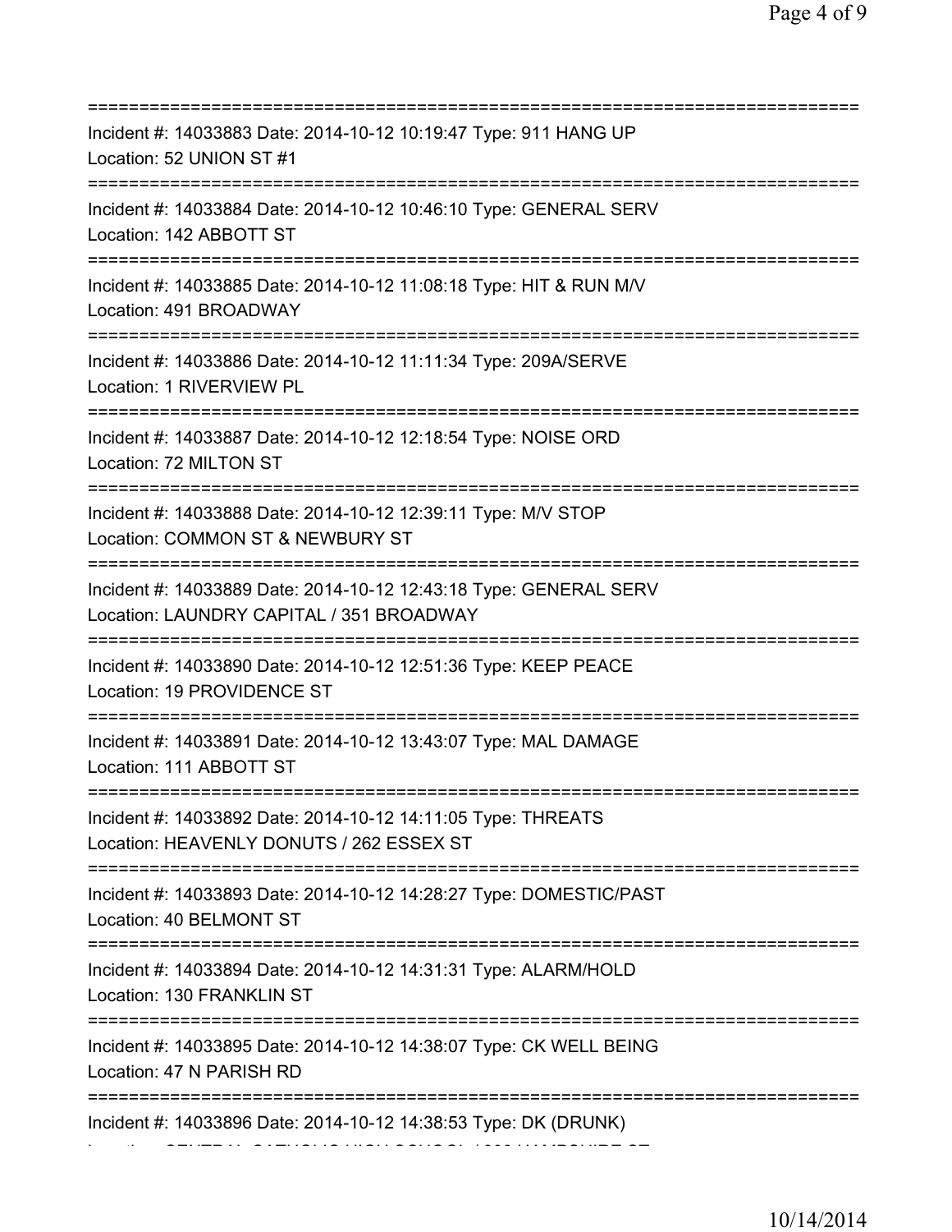===========================================================================

Incident #: 14033883 Date: 2014-10-12 10:19:47 Type: 911 HANG UP
Location: 52 UNION ST #1

===========================================================================

Incident #: 14033884 Date: 2014-10-12 10:46:10 Type: GENERAL SERV
Location: 142 ABBOTT ST

===========================================================================

Incident #: 14033885 Date: 2014-10-12 11:08:18 Type: HIT & RUN M/V
Location: 491 BROADWAY

===========================================================================

Incident #: 14033886 Date: 2014-10-12 11:11:34 Type: 209A/SERVE
Location: 1 RIVERVIEW PL

===========================================================================

Incident #: 14033887 Date: 2014-10-12 12:18:54 Type: NOISE ORD
Location: 72 MILTON ST

===========================================================================

Incident #: 14033888 Date: 2014-10-12 12:39:11 Type: M/V STOP
Location: COMMON ST & NEWBURY ST

===========================================================================

Incident #: 14033889 Date: 2014-10-12 12:43:18 Type: GENERAL SERV
Location: LAUNDRY CAPITAL / 351 BROADWAY

===========================================================================

Incident #: 14033890 Date: 2014-10-12 12:51:36 Type: KEEP PEACE
Location: 19 PROVIDENCE ST

===========================================================================

Incident #: 14033891 Date: 2014-10-12 13:43:07 Type: MAL DAMAGE
Location: 111 ABBOTT ST

===========================================================================

Incident #: 14033892 Date: 2014-10-12 14:11:05 Type: THREATS
Location: HEAVENLY DONUTS / 262 ESSEX ST

===========================================================================

Incident #: 14033893 Date: 2014-10-12 14:28:27 Type: DOMESTIC/PAST
Location: 40 BELMONT ST

===========================================================================

Incident #: 14033894 Date: 2014-10-12 14:31:31 Type: ALARM/HOLD
Location: 130 FRANKLIN ST

===========================================================================

Incident #: 14033895 Date: 2014-10-12 14:38:07 Type: CK WELL BEING
Location: 47 N PARISH RD

===========================================================================

Incident #: 14033896 Date: 2014-10-12 14:38:53 Type: DK (DRUNK)
Location: CENTRAL CATHOLIC HIGH SCHOOL / 300 HAMPSHIRE ST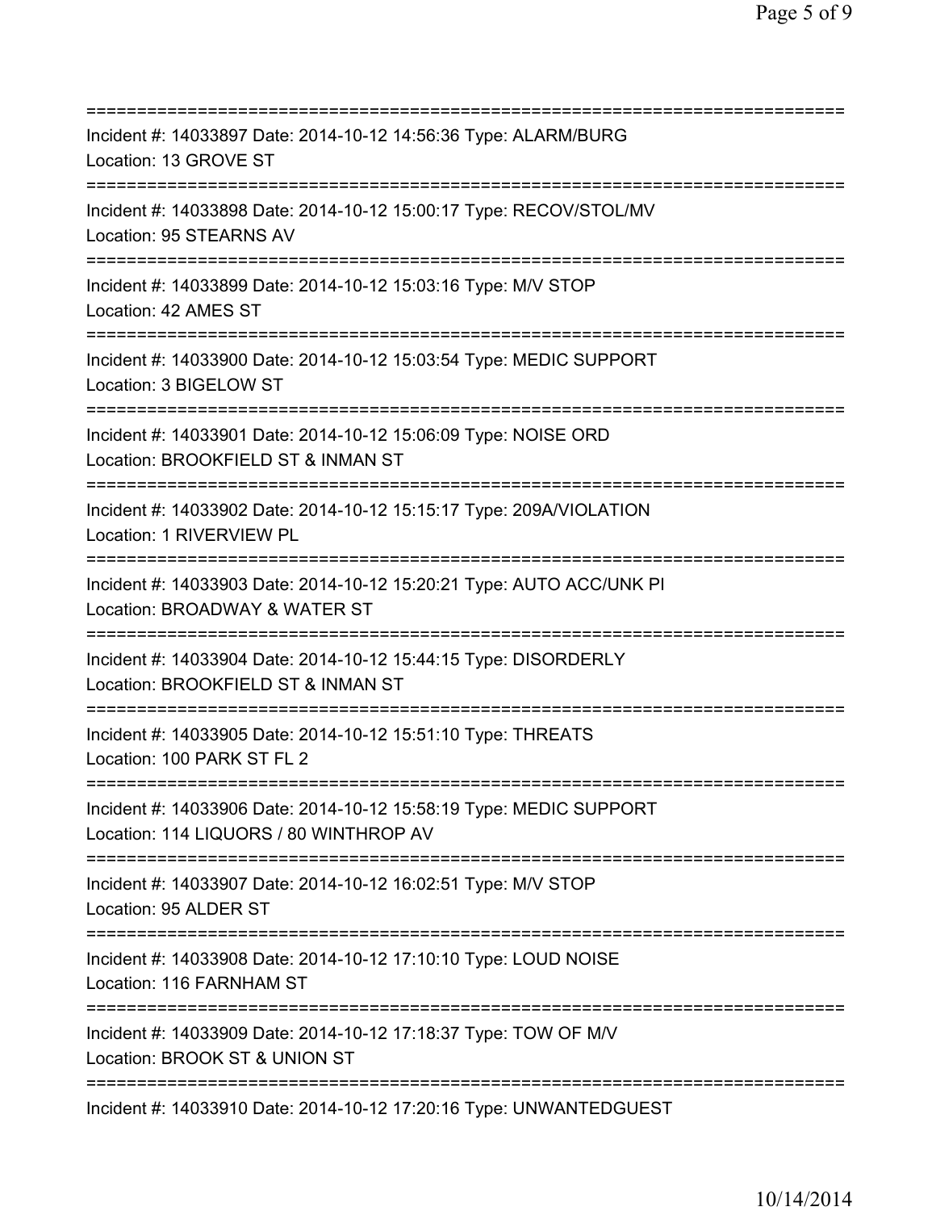==============================================================================
Incident #: 14033897 Date: 2014-10-12 14:56:36 Type: ALARM/BURG
Location: 13 GROVE ST
==============================================================================
Incident #: 14033898 Date: 2014-10-12 15:00:17 Type: RECOV/STOL/MV
Location: 95 STEARNS AV
==============================================================================
Incident #: 14033899 Date: 2014-10-12 15:03:16 Type: M/V STOP
Location: 42 AMES ST
==============================================================================
Incident #: 14033900 Date: 2014-10-12 15:03:54 Type: MEDIC SUPPORT
Location: 3 BIGELOW ST
==============================================================================
Incident #: 14033901 Date: 2014-10-12 15:06:09 Type: NOISE ORD
Location: BROOKFIELD ST & INMAN ST
==============================================================================
Incident #: 14033902 Date: 2014-10-12 15:15:17 Type: 209A/VIOLATION
Location: 1 RIVERVIEW PL
==============================================================================
Incident #: 14033903 Date: 2014-10-12 15:20:21 Type: AUTO ACC/UNK PI
Location: BROADWAY & WATER ST
==============================================================================
Incident #: 14033904 Date: 2014-10-12 15:44:15 Type: DISORDERLY
Location: BROOKFIELD ST & INMAN ST
==============================================================================
Incident #: 14033905 Date: 2014-10-12 15:51:10 Type: THREATS
Location: 100 PARK ST FL 2
==============================================================================
Incident #: 14033906 Date: 2014-10-12 15:58:19 Type: MEDIC SUPPORT
Location: 114 LIQUORS / 80 WINTHROP AV
==============================================================================
Incident #: 14033907 Date: 2014-10-12 16:02:51 Type: M/V STOP
Location: 95 ALDER ST
==============================================================================
Incident #: 14033908 Date: 2014-10-12 17:10:10 Type: LOUD NOISE
Location: 116 FARNHAM ST
==============================================================================
Incident #: 14033909 Date: 2014-10-12 17:18:37 Type: TOW OF M/V
Location: BROOK ST & UNION ST
==============================================================================
Incident #: 14033910 Date: 2014-10-12 17:20:16 Type: UNWANTEDGUEST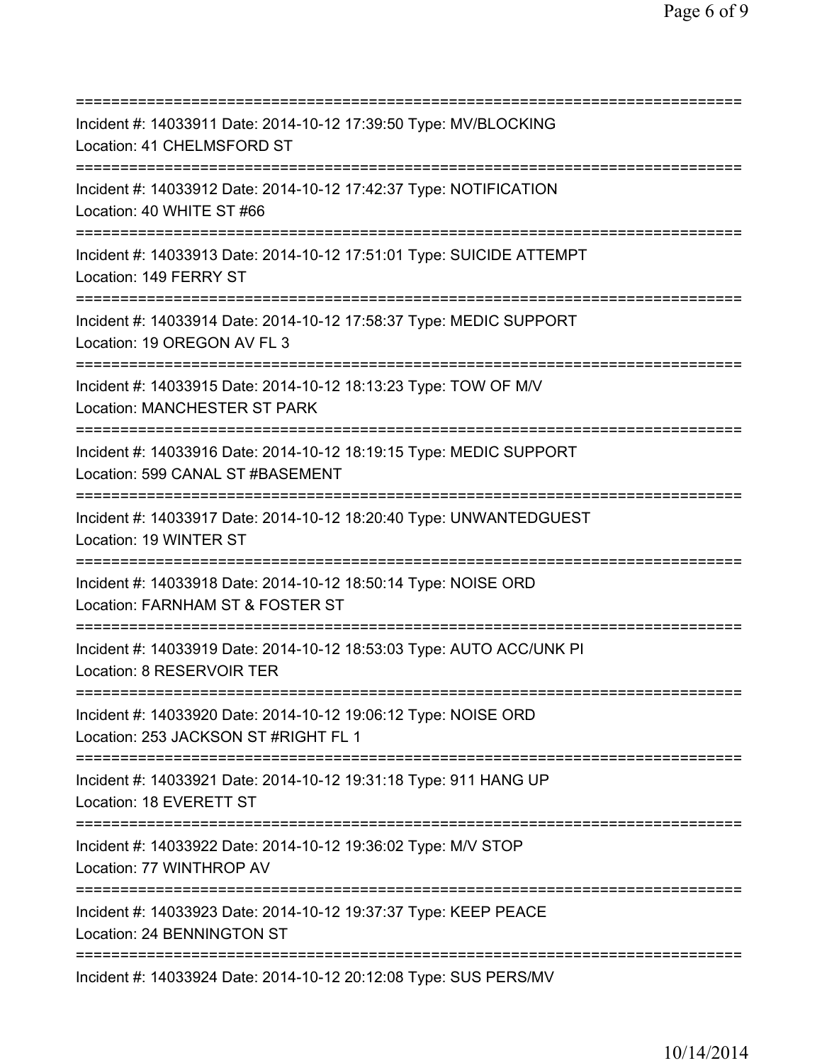===========================================================================
Incident #: 14033911 Date: 2014-10-12 17:39:50 Type: MV/BLOCKING
Location: 41 CHELMSFORD ST
===========================================================================
Incident #: 14033912 Date: 2014-10-12 17:42:37 Type: NOTIFICATION
Location: 40 WHITE ST #66
===========================================================================
Incident #: 14033913 Date: 2014-10-12 17:51:01 Type: SUICIDE ATTEMPT
Location: 149 FERRY ST
===========================================================================
Incident #: 14033914 Date: 2014-10-12 17:58:37 Type: MEDIC SUPPORT
Location: 19 OREGON AV FL 3
===========================================================================
Incident #: 14033915 Date: 2014-10-12 18:13:23 Type: TOW OF M/V
Location: MANCHESTER ST PARK
===========================================================================
Incident #: 14033916 Date: 2014-10-12 18:19:15 Type: MEDIC SUPPORT
Location: 599 CANAL ST #BASEMENT
===========================================================================
Incident #: 14033917 Date: 2014-10-12 18:20:40 Type: UNWANTEDGUEST
Location: 19 WINTER ST
===========================================================================
Incident #: 14033918 Date: 2014-10-12 18:50:14 Type: NOISE ORD
Location: FARNHAM ST & FOSTER ST
===========================================================================
Incident #: 14033919 Date: 2014-10-12 18:53:03 Type: AUTO ACC/UNK PI
Location: 8 RESERVOIR TER
===========================================================================
Incident #: 14033920 Date: 2014-10-12 19:06:12 Type: NOISE ORD
Location: 253 JACKSON ST #RIGHT FL 1
===========================================================================
Incident #: 14033921 Date: 2014-10-12 19:31:18 Type: 911 HANG UP
Location: 18 EVERETT ST
===========================================================================
Incident #: 14033922 Date: 2014-10-12 19:36:02 Type: M/V STOP
Location: 77 WINTHROP AV
===========================================================================
Incident #: 14033923 Date: 2014-10-12 19:37:37 Type: KEEP PEACE
Location: 24 BENNINGTON ST
===========================================================================
Incident #: 14033924 Date: 2014-10-12 20:12:08 Type: SUS PERS/MV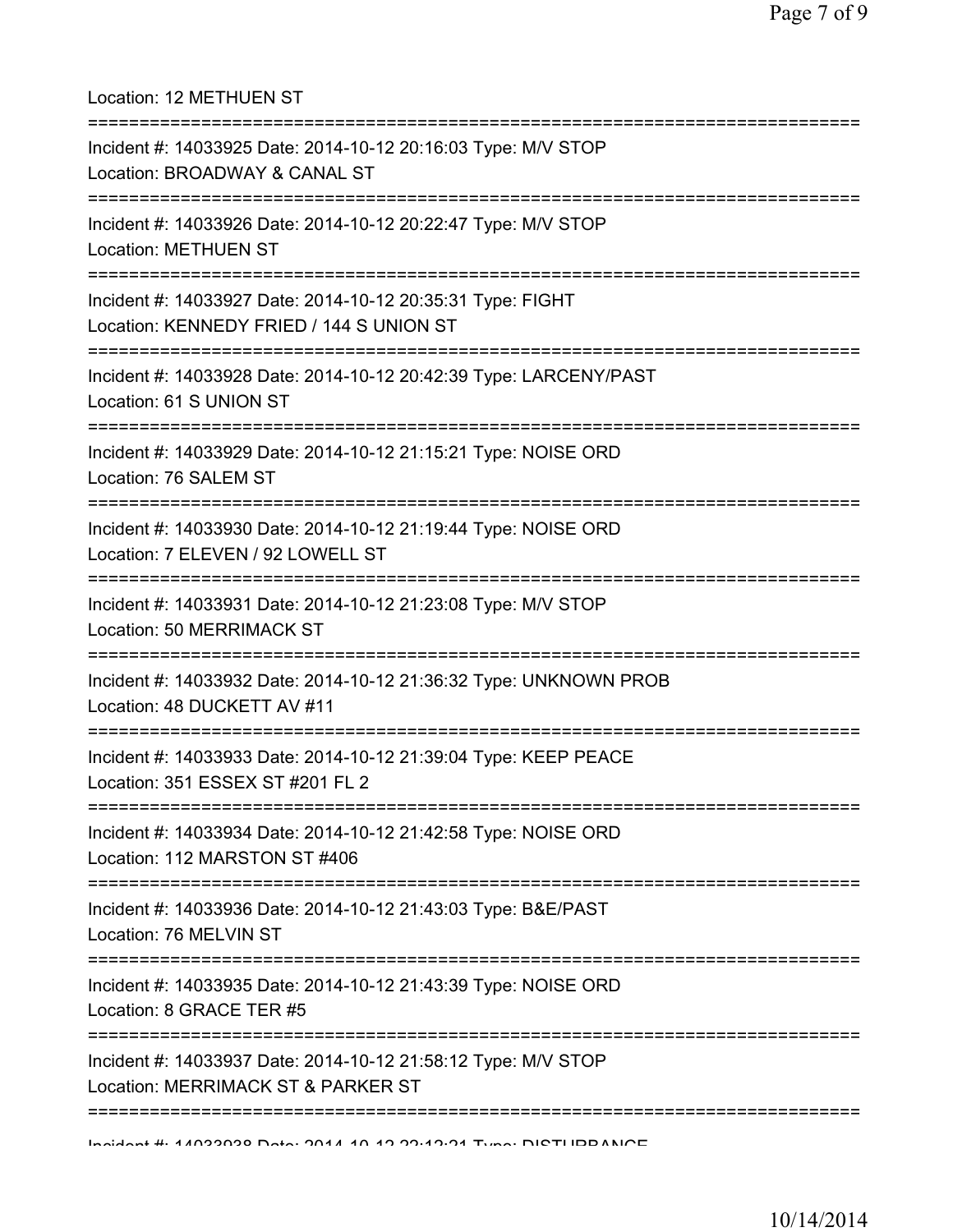Location: 12 METHUEN ST

===========================================================================

Incident #: 14033925 Date: 2014-10-12 20:16:03 Type: M/V STOP
Location: BROADWAY & CANAL ST

===========================================================================

Incident #: 14033926 Date: 2014-10-12 20:22:47 Type: M/V STOP
Location: METHUEN ST

===========================================================================

Incident #: 14033927 Date: 2014-10-12 20:35:31 Type: FIGHT
Location: KENNEDY FRIED / 144 S UNION ST

===========================================================================

Incident #: 14033928 Date: 2014-10-12 20:42:39 Type: LARCENY/PAST
Location: 61 S UNION ST

===========================================================================

Incident #: 14033929 Date: 2014-10-12 21:15:21 Type: NOISE ORD
Location: 76 SALEM ST

===========================================================================

Incident #: 14033930 Date: 2014-10-12 21:19:44 Type: NOISE ORD
Location: 7 ELEVEN / 92 LOWELL ST

===========================================================================

Incident #: 14033931 Date: 2014-10-12 21:23:08 Type: M/V STOP
Location: 50 MERRIMACK ST

===========================================================================

Incident #: 14033932 Date: 2014-10-12 21:36:32 Type: UNKNOWN PROB
Location: 48 DUCKETT AV #11

===========================================================================

Incident #: 14033933 Date: 2014-10-12 21:39:04 Type: KEEP PEACE
Location: 351 ESSEX ST #201 FL 2

===========================================================================

Incident #: 14033934 Date: 2014-10-12 21:42:58 Type: NOISE ORD
Location: 112 MARSTON ST #406

===========================================================================

Incident #: 14033936 Date: 2014-10-12 21:43:03 Type: B&E/PAST
Location: 76 MELVIN ST

===========================================================================

Incident #: 14033935 Date: 2014-10-12 21:43:39 Type: NOISE ORD
Location: 8 GRACE TER #5

===========================================================================

Incident #: 14033937 Date: 2014-10-12 21:58:12 Type: M/V STOP
Location: MERRIMACK ST & PARKER ST

===========================================================================

Incident #: 14033938 Date: 2014-10-12 22:12:21 Type: DISTURBANCE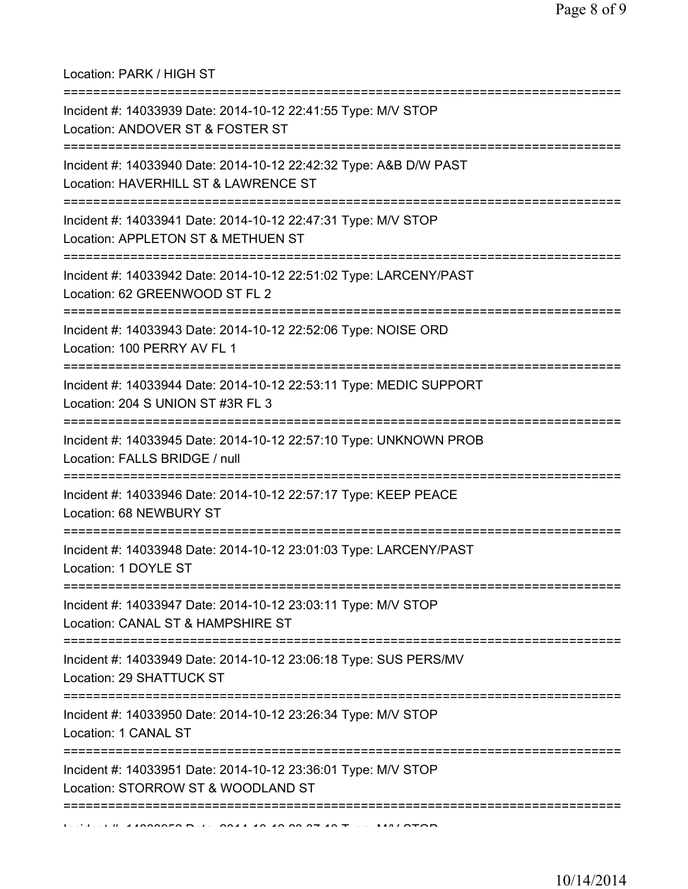Location: PARK / HIGH ST

===========================================================================

Incident #: 14033939 Date: 2014-10-12 22:41:55 Type: M/V STOP
Location: ANDOVER ST & FOSTER ST

===========================================================================

Incident #: 14033940 Date: 2014-10-12 22:42:32 Type: A&B D/W PAST
Location: HAVERHILL ST & LAWRENCE ST

===========================================================================

Incident #: 14033941 Date: 2014-10-12 22:47:31 Type: M/V STOP
Location: APPLETON ST & METHUEN ST

===========================================================================

Incident #: 14033942 Date: 2014-10-12 22:51:02 Type: LARCENY/PAST
Location: 62 GREENWOOD ST FL 2

===========================================================================

Incident #: 14033943 Date: 2014-10-12 22:52:06 Type: NOISE ORD
Location: 100 PERRY AV FL 1

===========================================================================

Incident #: 14033944 Date: 2014-10-12 22:53:11 Type: MEDIC SUPPORT
Location: 204 S UNION ST #3R FL 3

===========================================================================

Incident #: 14033945 Date: 2014-10-12 22:57:10 Type: UNKNOWN PROB
Location: FALLS BRIDGE / null

===========================================================================

Incident #: 14033946 Date: 2014-10-12 22:57:17 Type: KEEP PEACE
Location: 68 NEWBURY ST

===========================================================================

Incident #: 14033948 Date: 2014-10-12 23:01:03 Type: LARCENY/PAST
Location: 1 DOYLE ST

===========================================================================

Incident #: 14033947 Date: 2014-10-12 23:03:11 Type: M/V STOP
Location: CANAL ST & HAMPSHIRE ST

===========================================================================

Incident #: 14033949 Date: 2014-10-12 23:06:18 Type: SUS PERS/MV
Location: 29 SHATTUCK ST

===========================================================================

Incident #: 14033950 Date: 2014-10-12 23:26:34 Type: M/V STOP
Location: 1 CANAL ST

===========================================================================

Incident #: 14033951 Date: 2014-10-12 23:36:01 Type: M/V STOP
Location: STORROW ST & WOODLAND ST

===========================================================================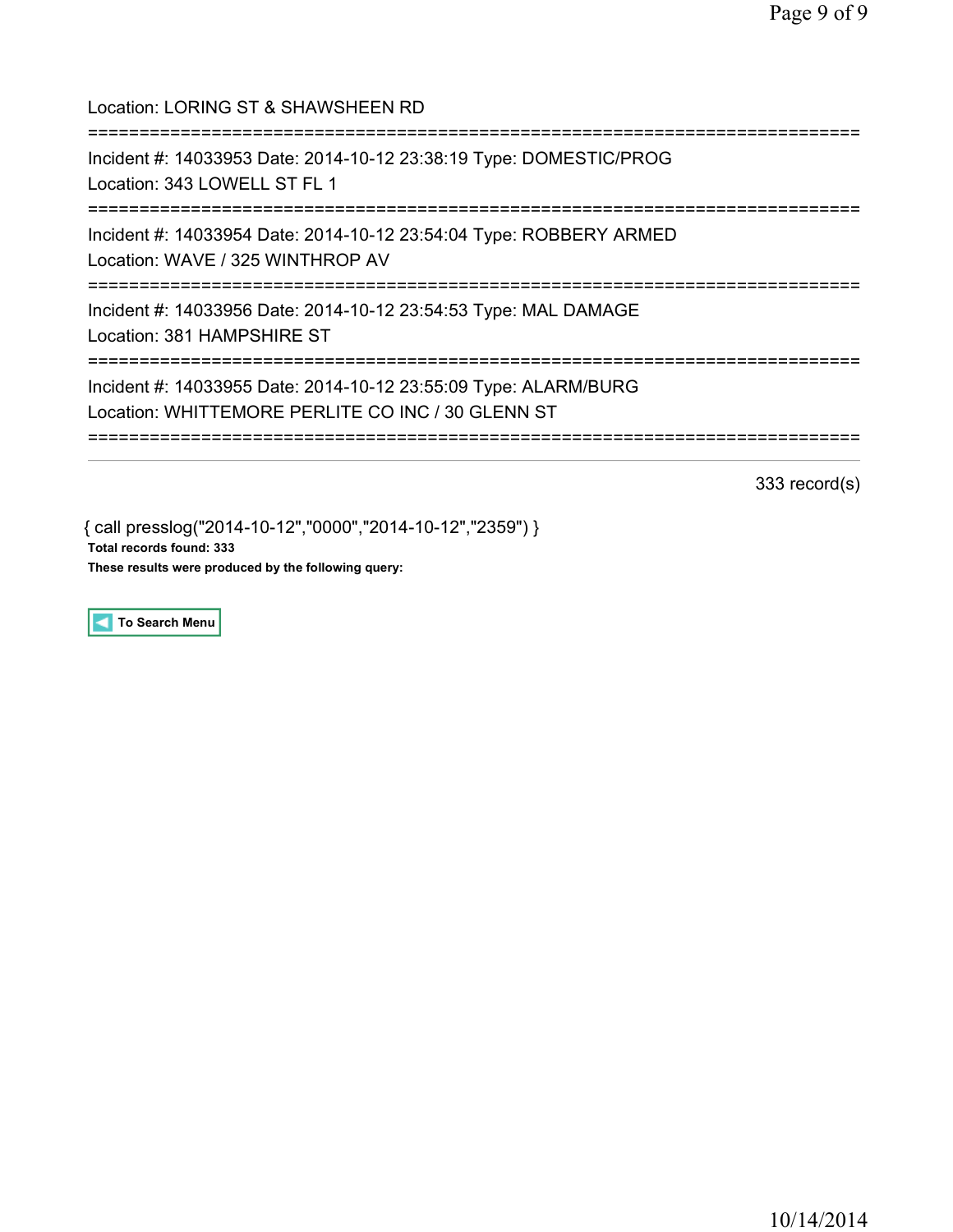Location: LORING ST & SHAWSHEEN RD

===========================================================================

Incident #: 14033953 Date: 2014-10-12 23:38:19 Type: DOMESTIC/PROG

Location: 343 LOWELL ST FL 1

===========================================================================

Incident #: 14033954 Date: 2014-10-12 23:54:04 Type: ROBBERY ARMED

Location: WAVE / 325 WINTHROP AV

===========================================================================

Incident #: 14033956 Date: 2014-10-12 23:54:53 Type: MAL DAMAGE

Location: 381 HAMPSHIRE ST

===========================================================================

Incident #: 14033955 Date: 2014-10-12 23:55:09 Type: ALARM/BURG

Location: WHITTEMORE PERLITE CO INC / 30 GLENN ST

===========================================================================

---

333 record(s)

{ call presslog("2014-10-12","0000","2014-10-12","2359") }

**Total records found: 333**

**These results were produced by the following query:**

**To Search Menu**